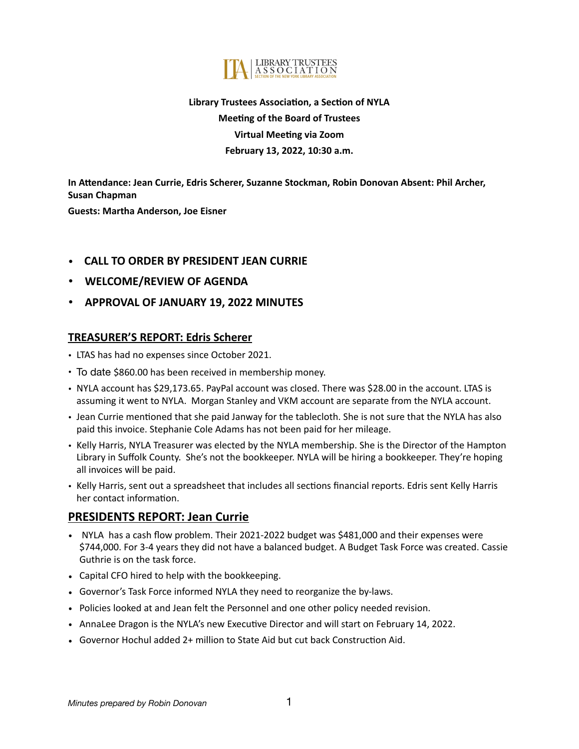**Library Trustees Association, a Section of NYLA**

**Meeting of the Board of Trustees**

**Virtual Meeting via Zoom**

**February 13, 2022, 10:30 a.m.**

**In Attendance: Jean Currie, Edris Scherer, Suzanne Stockman, Robin Donovan Absent: Phil Archer, Susan Chapman**

**Guests: Martha Anderson, Joe Eisner**

- **CALL TO ORDER BY PRESIDENT JEAN CURRIE**
- **WELCOME/REVIEW OF AGENDA**
- **APPROVAL OF JANUARY 19, 2022 MINUTES**

## TREASURER'S REPORT: Edris Scherer

- LTAS has had no expenses since October 2021.
- To date $860.00 has been received in membership money.
- NYLA account has $29,173.65. PayPal account was closed. There was $28.00 in the account. LTAS is assuming it went to NYLA. Morgan Stanley and VKM account are separate from the NYLA account.
- Jean Currie mentioned that she paid Janway for the tablecloth. She is not sure that the NYLA has also paid this invoice. Stephanie Cole Adams has not been paid for her mileage.
- Kelly Harris, NYLA Treasurer was elected by the NYLA membership. She is the Director of the Hampton Library in Suffolk County. She's not the bookkeeper. NYLA will be hiring a bookkeeper. They're hoping all invoices will be paid.
- Kelly Harris, sent out a spreadsheet that includes all sections financial reports. Edris sent Kelly Harris her contact information.

## PRESIDENTS REPORT: Jean Currie

- NYLA has a cash flow problem. Their 2021-2022 budget was $481,000 and their expenses were $744,000. For 3-4 years they did not have a balanced budget. A Budget Task Force was created. Cassie Guthrie is on the task force.
- Capital CFO hired to help with the bookkeeping.
- Governor's Task Force informed NYLA they need to reorganize the by-laws.
- Policies looked at and Jean felt the Personnel and one other policy needed revision.
- AnnaLee Dragon is the NYLA's new Executive Director and will start on February 14, 2022.
- Governor Hochul added 2+ million to State Aid but cut back Construction Aid.

*Minutes prepared by Robin Donovan*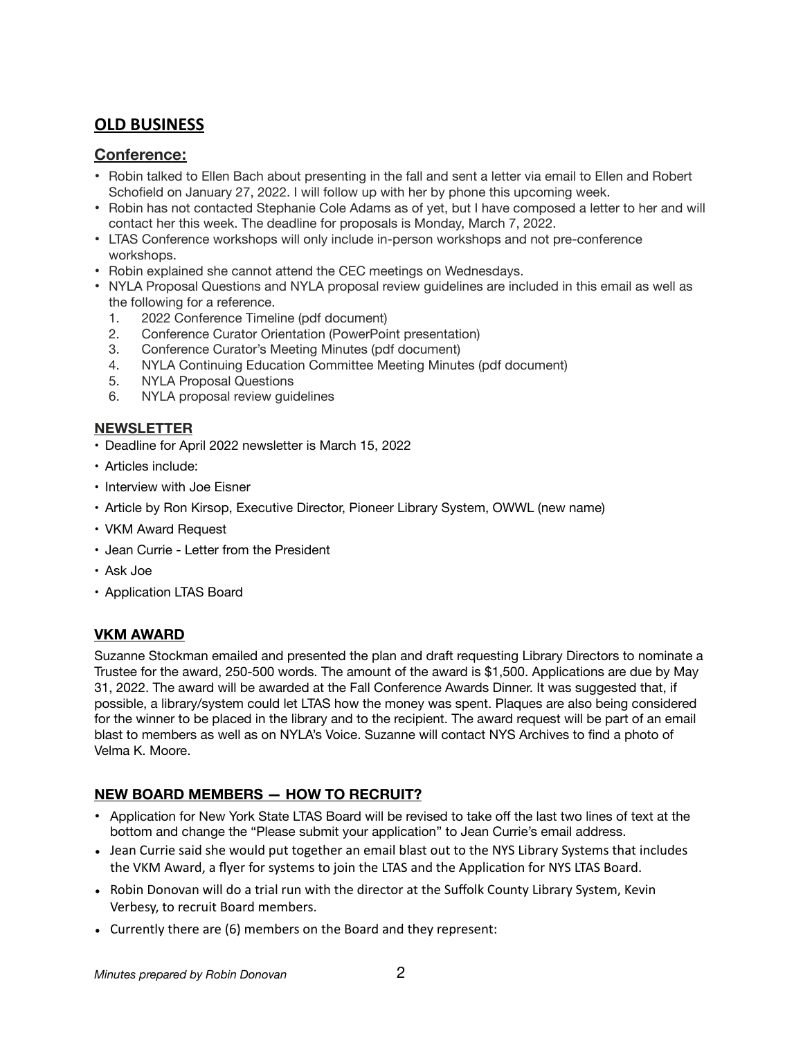## OLD BUSINESS

### Conference:

- Robin talked to Ellen Bach about presenting in the fall and sent a letter via email to Ellen and Robert Schofield on January 27, 2022. I will follow up with her by phone this upcoming week.
- Robin has not contacted Stephanie Cole Adams as of yet, but I have composed a letter to her and will contact her this week. The deadline for proposals is Monday, March 7, 2022.
- LTAS Conference workshops will only include in-person workshops and not pre-conference workshops.
- Robin explained she cannot attend the CEC meetings on Wednesdays.
- NYLA Proposal Questions and NYLA proposal review guidelines are included in this email as well as the following for a reference.
    1. 2022 Conference Timeline (pdf document)
    2. Conference Curator Orientation (PowerPoint presentation)
    3. Conference Curator's Meeting Minutes (pdf document)
    4. NYLA Continuing Education Committee Meeting Minutes (pdf document)
    5. NYLA Proposal Questions
    6. NYLA proposal review guidelines

### NEWSLETTER

- Deadline for April 2022 newsletter is March 15, 2022
- Articles include:
- Interview with Joe Eisner
- Article by Ron Kirsop, Executive Director, Pioneer Library System, OWWL (new name)
- VKM Award Request
- Jean Currie - Letter from the President
- Ask Joe
- Application LTAS Board

### VKM AWARD

Suzanne Stockman emailed and presented the plan and draft requesting Library Directors to nominate a Trustee for the award, 250-500 words. The amount of the award is $1,500. Applications are due by May 31, 2022. The award will be awarded at the Fall Conference Awards Dinner. It was suggested that, if possible, a library/system could let LTAS how the money was spent. Plaques are also being considered for the winner to be placed in the library and to the recipient. The award request will be part of an email blast to members as well as on NYLA's Voice. Suzanne will contact NYS Archives to find a photo of Velma K. Moore.

### NEW BOARD MEMBERS — HOW TO RECRUIT?

- Application for New York State LTAS Board will be revised to take off the last two lines of text at the bottom and change the "Please submit your application" to Jean Currie's email address.
- Jean Currie said she would put together an email blast out to the NYS Library Systems that includes the VKM Award, a flyer for systems to join the LTAS and the Application for NYS LTAS Board.
- Robin Donovan will do a trial run with the director at the Suffolk County Library System, Kevin Verbesy, to recruit Board members.
- Currently there are (6) members on the Board and they represent:

*Minutes prepared by Robin Donovan*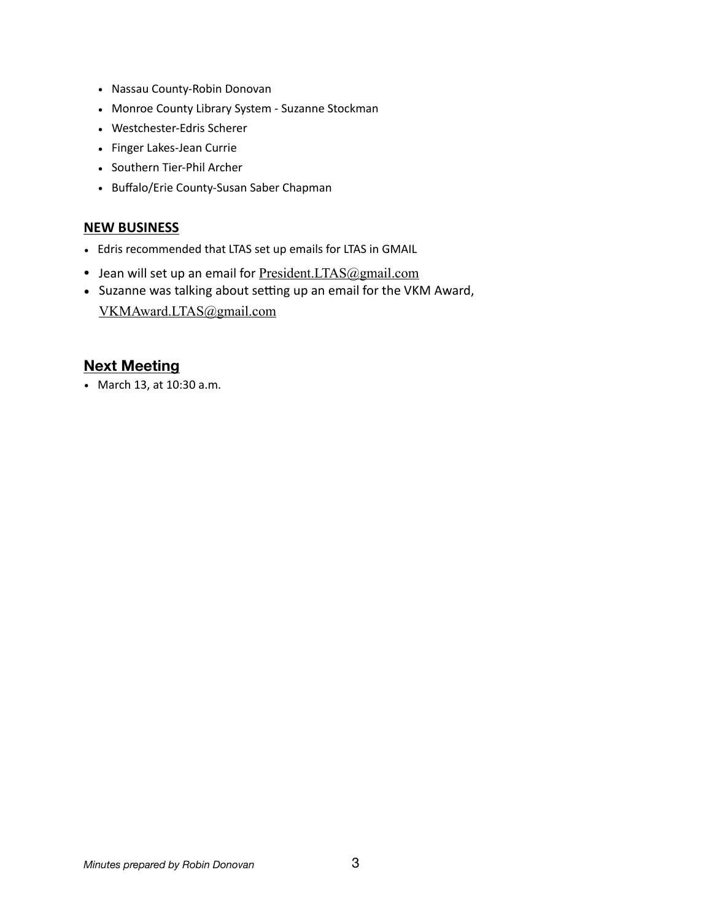- Nassau County-Robin Donovan
- Monroe County Library System - Suzanne Stockman
- Westchester-Edris Scherer
- Finger Lakes-Jean Currie
- Southern Tier-Phil Archer
- Buffalo/Erie County-Susan Saber Chapman

## NEW BUSINESS

- Edris recommended that LTAS set up emails for LTAS in GMAIL
- Jean will set up an email for President.LTAS@gmail.com
- Suzanne was talking about setting up an email for the VKM Award, VKMAward.LTAS@gmail.com

## Next Meeting

- March 13, at 10:30 a.m.

*Minutes prepared by Robin Donovan*